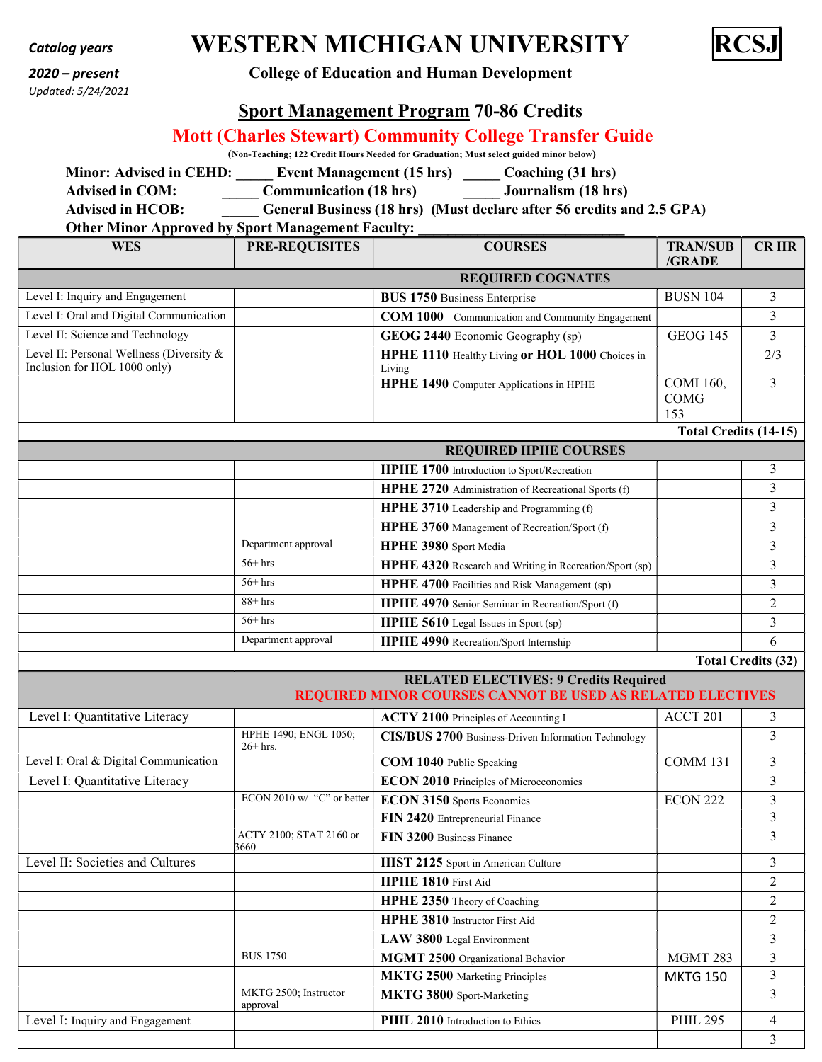*Catalog years*

***2020 – present***

*Updated: 5/24/2021*

# WESTERN MICHIGAN UNIVERSITY

**RCSJ**

**College of Education and Human Development**

## Sport Management Program 70-86 Credits

## Mott (Charles Stewart) Community College Transfer Guide

**(Non-Teaching; 122 Credit Hours Needed for Graduation; Must select guided minor below)**

**Minor: Advised in CEHD:** _____ **Event Management (15 hrs)** _____ **Coaching (31 hrs)**

**Advised in COM:** _____ **Communication (18 hrs)** _____ **Journalism (18 hrs)**

**Advised in HCOB:** _____ **General Business (18 hrs) (Must declare after 56 credits and 2.5 GPA)**

**Other Minor Approved by Sport Management Faculty:** ___________________________

| WES | PRE-REQUISITES | COURSES | TRAN/SUB /GRADE | CR HR |
|---|---|---|---|---|
| | | **REQUIRED COGNATES** | | |
| Level I: Inquiry and Engagement | | **BUS 1750** Business Enterprise | BUSN 104 | 3 |
| Level I: Oral and Digital Communication | | **COM 1000** Communication and Community Engagement | | 3 |
| Level II: Science and Technology | | **GEOG 2440** Economic Geography (sp) | GEOG 145 | 3 |
| Level II: Personal Wellness (Diversity & Inclusion for HOL 1000 only) | | **HPHE 1110** Healthy Living **or HOL 1000** Choices in Living | | 2/3 |
| | | **HPHE 1490** Computer Applications in HPHE | COMI 160, COMG 153 | 3 |
| | | | **Total Credits (14-15)** | |
| | | **REQUIRED HPHE COURSES** | | |
| | | **HPHE 1700** Introduction to Sport/Recreation | | 3 |
| | | **HPHE 2720** Administration of Recreational Sports (f) | | 3 |
| | | **HPHE 3710** Leadership and Programming (f) | | 3 |
| | | **HPHE 3760** Management of Recreation/Sport (f) | | 3 |
| | Department approval | **HPHE 3980** Sport Media | | 3 |
| | 56+ hrs | **HPHE 4320** Research and Writing in Recreation/Sport (sp) | | 3 |
| | 56+ hrs | **HPHE 4700** Facilities and Risk Management (sp) | | 3 |
| | 88+ hrs | **HPHE 4970** Senior Seminar in Recreation/Sport (f) | | 2 |
| | 56+ hrs | **HPHE 5610** Legal Issues in Sport (sp) | | 3 |
| | Department approval | **HPHE 4990** Recreation/Sport Internship | | 6 |
| | | | **Total Credits (32)** | |
| | | **RELATED ELECTIVES: 9 Credits Required** **REQUIRED MINOR COURSES CANNOT BE USED AS RELATED ELECTIVES** | | |
| Level I: Quantitative Literacy | | **ACTY 2100** Principles of Accounting I | ACCT 201 | 3 |
| | HPHE 1490; ENGL 1050; 26+ hrs. | **CIS/BUS 2700** Business-Driven Information Technology | | 3 |
| Level I: Oral & Digital Communication | | **COM 1040** Public Speaking | COMM 131 | 3 |
| Level I: Quantitative Literacy | | **ECON 2010** Principles of Microeconomics | | 3 |
| | ECON 2010 w/ "C" or better | **ECON 3150** Sports Economics | ECON 222 | 3 |
| | | **FIN 2420** Entrepreneurial Finance | | 3 |
| | ACTY 2100; STAT 2160 or 3660 | **FIN 3200** Business Finance | | 3 |
| Level II: Societies and Cultures | | **HIST 2125** Sport in American Culture | | 3 |
| | | **HPHE 1810** First Aid | | 2 |
| | | **HPHE 2350** Theory of Coaching | | 2 |
| | | **HPHE 3810** Instructor First Aid | | 2 |
| | | **LAW 3800** Legal Environment | | 3 |
| | BUS 1750 | **MGMT 2500** Organizational Behavior | MGMT 283 | 3 |
| | | **MKTG 2500** Marketing Principles | MKTG 150 | 3 |
| | MKTG 2500; Instructor approval | **MKTG 3800** Sport-Marketing | | 3 |
| Level I: Inquiry and Engagement | | **PHIL 2010** Introduction to Ethics | PHIL 295 | 4 |
| | | | | 3 |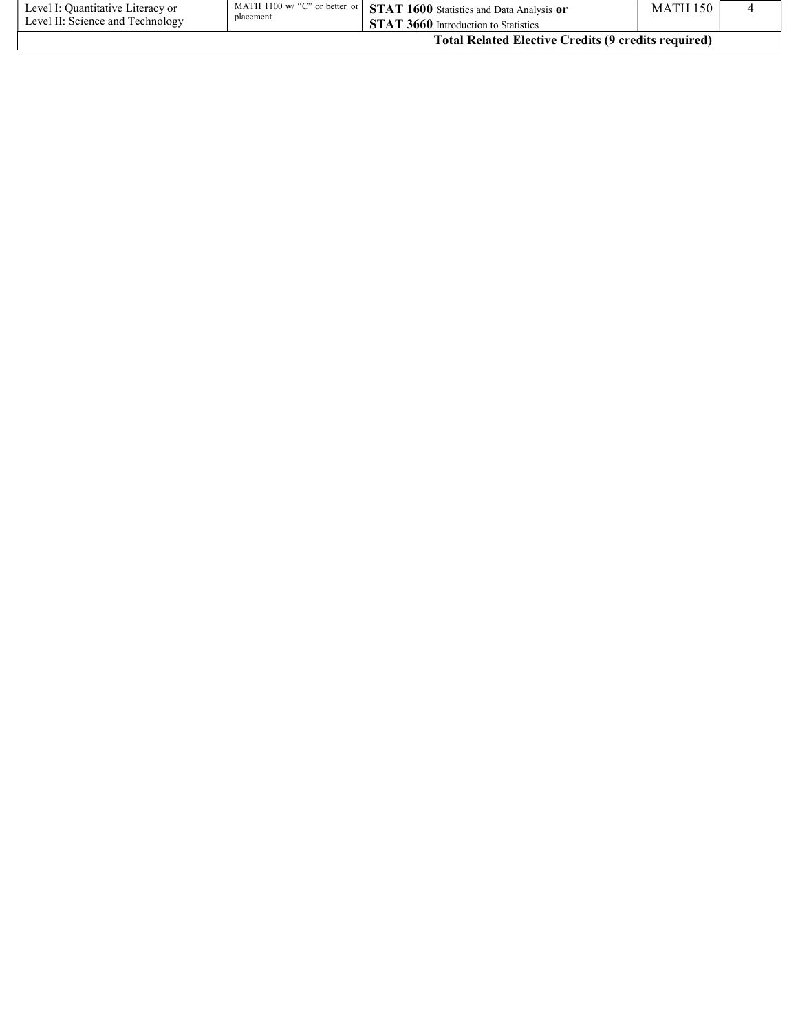| | | | | |
|---|---|---|---|---|
| Level I: Quantitative Literacy or Level II: Science and Technology | MATH 1100 w/ "C" or better or placement | **STAT 1600** Statistics and Data Analysis **or** **STAT 3660** Introduction to Statistics | MATH 150 | 4 |
| **Total Related Elective Credits (9 credits required)** | | | | |